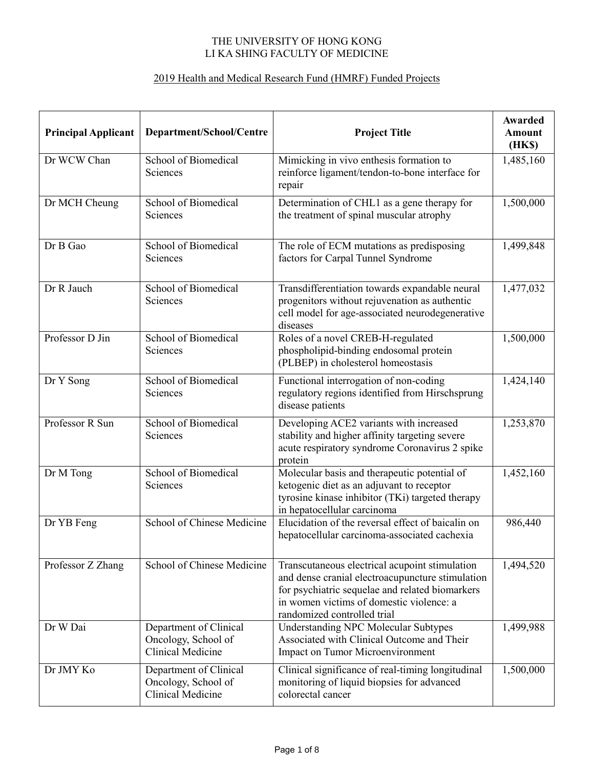THE UNIVERSITY OF HONG KONG
LI KA SHING FACULTY OF MEDICINE

2019 Health and Medical Research Fund (HMRF) Funded Projects

| Principal Applicant | Department/School/Centre | Project Title | Awarded Amount (HK$) |
|---|---|---|---|
| Dr WCW Chan | School of Biomedical Sciences | Mimicking in vivo enthesis formation to reinforce ligament/tendon-to-bone interface for repair | 1,485,160 |
| Dr MCH Cheung | School of Biomedical Sciences | Determination of CHL1 as a gene therapy for the treatment of spinal muscular atrophy | 1,500,000 |
| Dr B Gao | School of Biomedical Sciences | The role of ECM mutations as predisposing factors for Carpal Tunnel Syndrome | 1,499,848 |
| Dr R Jauch | School of Biomedical Sciences | Transdifferentiation towards expandable neural progenitors without rejuvenation as authentic cell model for age-associated neurodegenerative diseases | 1,477,032 |
| Professor D Jin | School of Biomedical Sciences | Roles of a novel CREB-H-regulated phospholipid-binding endosomal protein (PLBEP) in cholesterol homeostasis | 1,500,000 |
| Dr Y Song | School of Biomedical Sciences | Functional interrogation of non-coding regulatory regions identified from Hirschsprung disease patients | 1,424,140 |
| Professor R Sun | School of Biomedical Sciences | Developing ACE2 variants with increased stability and higher affinity targeting severe acute respiratory syndrome Coronavirus 2 spike protein | 1,253,870 |
| Dr M Tong | School of Biomedical Sciences | Molecular basis and therapeutic potential of ketogenic diet as an adjuvant to receptor tyrosine kinase inhibitor (TKi) targeted therapy in hepatocellular carcinoma | 1,452,160 |
| Dr YB Feng | School of Chinese Medicine | Elucidation of the reversal effect of baicalin on hepatocellular carcinoma-associated cachexia | 986,440 |
| Professor Z Zhang | School of Chinese Medicine | Transcutaneous electrical acupoint stimulation and dense cranial electroacupuncture stimulation for psychiatric sequelae and related biomarkers in women victims of domestic violence: a randomized controlled trial | 1,494,520 |
| Dr W Dai | Department of Clinical Oncology, School of Clinical Medicine | Understanding NPC Molecular Subtypes Associated with Clinical Outcome and Their Impact on Tumor Microenvironment | 1,499,988 |
| Dr JMY Ko | Department of Clinical Oncology, School of Clinical Medicine | Clinical significance of real-timing longitudinal monitoring of liquid biopsies for advanced colorectal cancer | 1,500,000 |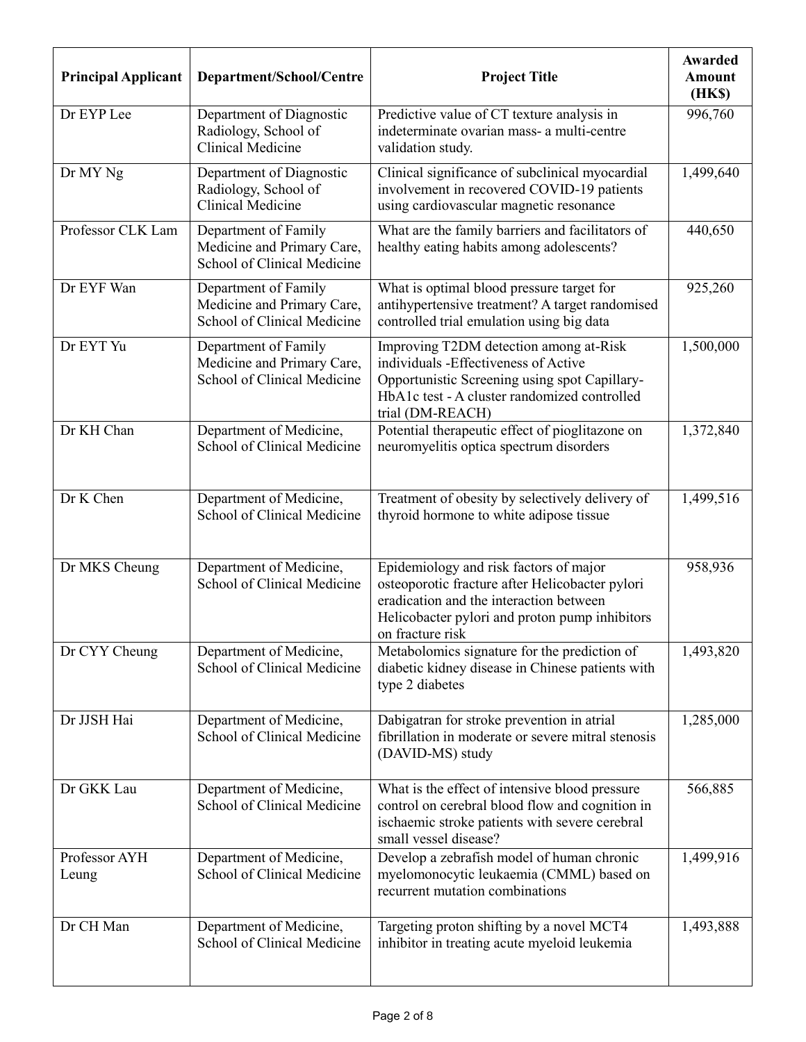| Principal Applicant | Department/School/Centre | Project Title | Awarded Amount (HK$) |
|---|---|---|---|
| Dr EYP Lee | Department of Diagnostic Radiology, School of Clinical Medicine | Predictive value of CT texture analysis in indeterminate ovarian mass- a multi-centre validation study. | 996,760 |
| Dr MY Ng | Department of Diagnostic Radiology, School of Clinical Medicine | Clinical significance of subclinical myocardial involvement in recovered COVID-19 patients using cardiovascular magnetic resonance | 1,499,640 |
| Professor CLK Lam | Department of Family Medicine and Primary Care, School of Clinical Medicine | What are the family barriers and facilitators of healthy eating habits among adolescents? | 440,650 |
| Dr EYF Wan | Department of Family Medicine and Primary Care, School of Clinical Medicine | What is optimal blood pressure target for antihypertensive treatment? A target randomised controlled trial emulation using big data | 925,260 |
| Dr EYT Yu | Department of Family Medicine and Primary Care, School of Clinical Medicine | Improving T2DM detection among at-Risk individuals -Effectiveness of Active Opportunistic Screening using spot Capillary-HbA1c test - A cluster randomized controlled trial (DM-REACH) | 1,500,000 |
| Dr KH Chan | Department of Medicine, School of Clinical Medicine | Potential therapeutic effect of pioglitazone on neuromyelitis optica spectrum disorders | 1,372,840 |
| Dr K Chen | Department of Medicine, School of Clinical Medicine | Treatment of obesity by selectively delivery of thyroid hormone to white adipose tissue | 1,499,516 |
| Dr MKS Cheung | Department of Medicine, School of Clinical Medicine | Epidemiology and risk factors of major osteoporotic fracture after Helicobacter pylori eradication and the interaction between Helicobacter pylori and proton pump inhibitors on fracture risk | 958,936 |
| Dr CYY Cheung | Department of Medicine, School of Clinical Medicine | Metabolomics signature for the prediction of diabetic kidney disease in Chinese patients with type 2 diabetes | 1,493,820 |
| Dr JJSH Hai | Department of Medicine, School of Clinical Medicine | Dabigatran for stroke prevention in atrial fibrillation in moderate or severe mitral stenosis (DAVID-MS) study | 1,285,000 |
| Dr GKK Lau | Department of Medicine, School of Clinical Medicine | What is the effect of intensive blood pressure control on cerebral blood flow and cognition in ischaemic stroke patients with severe cerebral small vessel disease? | 566,885 |
| Professor AYH Leung | Department of Medicine, School of Clinical Medicine | Develop a zebrafish model of human chronic myelomonocytic leukaemia (CMML) based on recurrent mutation combinations | 1,499,916 |
| Dr CH Man | Department of Medicine, School of Clinical Medicine | Targeting proton shifting by a novel MCT4 inhibitor in treating acute myeloid leukemia | 1,493,888 |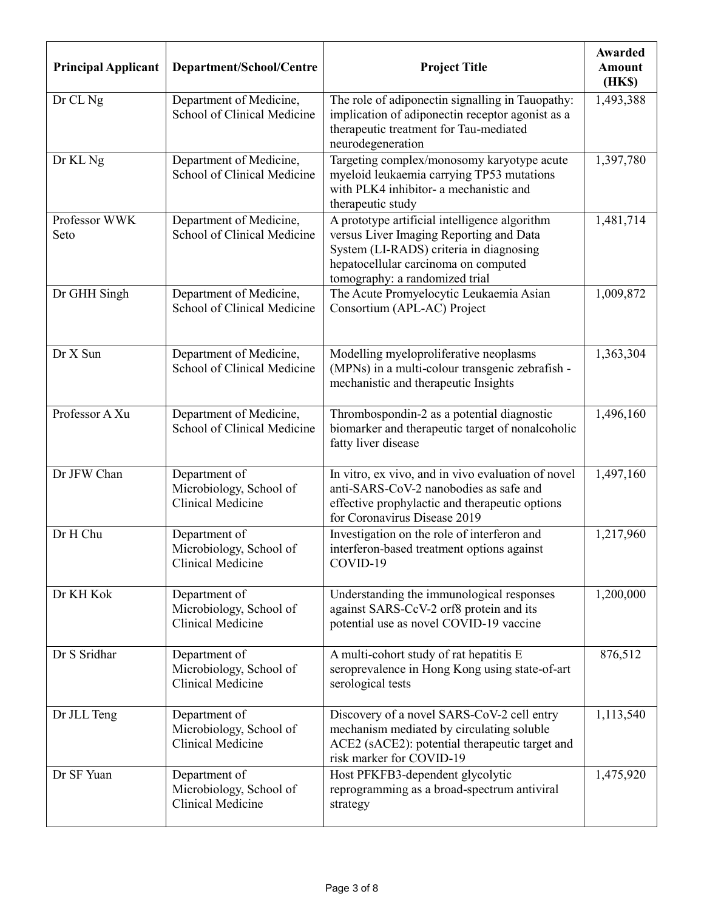| Principal Applicant | Department/School/Centre | Project Title | Awarded Amount (HK$) |
| --- | --- | --- | --- |
| Dr CL Ng | Department of Medicine, School of Clinical Medicine | The role of adiponectin signalling in Tauopathy: implication of adiponectin receptor agonist as a therapeutic treatment for Tau-mediated neurodegeneration | 1,493,388 |
| Dr KL Ng | Department of Medicine, School of Clinical Medicine | Targeting complex/monosomy karyotype acute myeloid leukaemia carrying TP53 mutations with PLK4 inhibitor- a mechanistic and therapeutic study | 1,397,780 |
| Professor WWK Seto | Department of Medicine, School of Clinical Medicine | A prototype artificial intelligence algorithm versus Liver Imaging Reporting and Data System (LI-RADS) criteria in diagnosing hepatocellular carcinoma on computed tomography: a randomized trial | 1,481,714 |
| Dr GHH Singh | Department of Medicine, School of Clinical Medicine | The Acute Promyelocytic Leukaemia Asian Consortium (APL-AC) Project | 1,009,872 |
| Dr X Sun | Department of Medicine, School of Clinical Medicine | Modelling myeloproliferative neoplasms (MPNs) in a multi-colour transgenic zebrafish - mechanistic and therapeutic Insights | 1,363,304 |
| Professor A Xu | Department of Medicine, School of Clinical Medicine | Thrombospondin-2 as a potential diagnostic biomarker and therapeutic target of nonalcoholic fatty liver disease | 1,496,160 |
| Dr JFW Chan | Department of Microbiology, School of Clinical Medicine | In vitro, ex vivo, and in vivo evaluation of novel anti-SARS-CoV-2 nanobodies as safe and effective prophylactic and therapeutic options for Coronavirus Disease 2019 | 1,497,160 |
| Dr H Chu | Department of Microbiology, School of Clinical Medicine | Investigation on the role of interferon and interferon-based treatment options against COVID-19 | 1,217,960 |
| Dr KH Kok | Department of Microbiology, School of Clinical Medicine | Understanding the immunological responses against SARS-CcV-2 orf8 protein and its potential use as novel COVID-19 vaccine | 1,200,000 |
| Dr S Sridhar | Department of Microbiology, School of Clinical Medicine | A multi-cohort study of rat hepatitis E seroprevalence in Hong Kong using state-of-art serological tests | 876,512 |
| Dr JLL Teng | Department of Microbiology, School of Clinical Medicine | Discovery of a novel SARS-CoV-2 cell entry mechanism mediated by circulating soluble ACE2 (sACE2): potential therapeutic target and risk marker for COVID-19 | 1,113,540 |
| Dr SF Yuan | Department of Microbiology, School of Clinical Medicine | Host PFKFB3-dependent glycolytic reprogramming as a broad-spectrum antiviral strategy | 1,475,920 |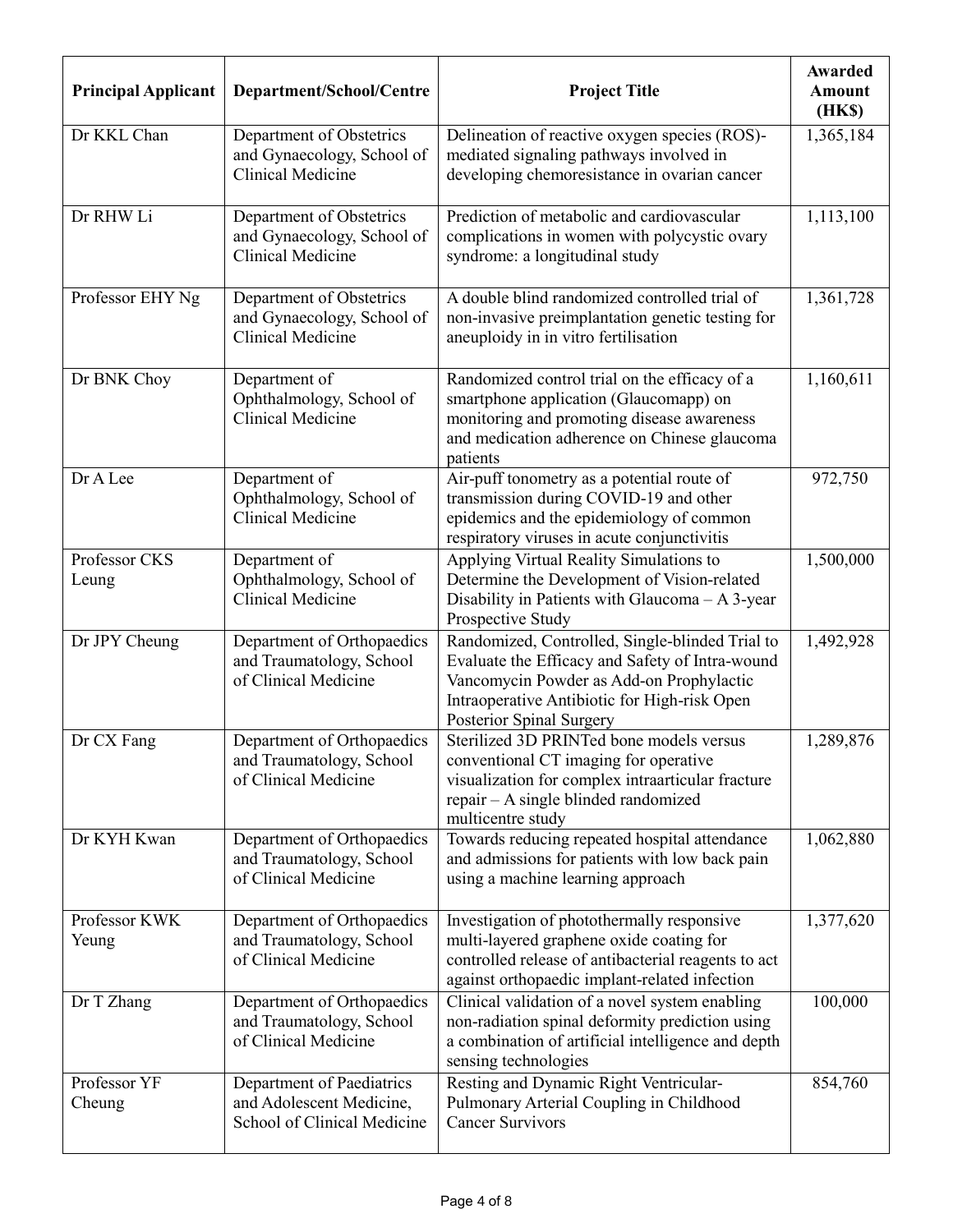| Principal Applicant | Department/School/Centre | Project Title | Awarded Amount (HK$) |
| --- | --- | --- | --- |
| Dr KKL Chan | Department of Obstetrics and Gynaecology, School of Clinical Medicine | Delineation of reactive oxygen species (ROS)-mediated signaling pathways involved in developing chemoresistance in ovarian cancer | 1,365,184 |
| Dr RHW Li | Department of Obstetrics and Gynaecology, School of Clinical Medicine | Prediction of metabolic and cardiovascular complications in women with polycystic ovary syndrome: a longitudinal study | 1,113,100 |
| Professor EHY Ng | Department of Obstetrics and Gynaecology, School of Clinical Medicine | A double blind randomized controlled trial of non-invasive preimplantation genetic testing for aneuploidy in in vitro fertilisation | 1,361,728 |
| Dr BNK Choy | Department of Ophthalmology, School of Clinical Medicine | Randomized control trial on the efficacy of a smartphone application (Glaucomapp) on monitoring and promoting disease awareness and medication adherence on Chinese glaucoma patients | 1,160,611 |
| Dr A Lee | Department of Ophthalmology, School of Clinical Medicine | Air-puff tonometry as a potential route of transmission during COVID-19 and other epidemics and the epidemiology of common respiratory viruses in acute conjunctivitis | 972,750 |
| Professor CKS Leung | Department of Ophthalmology, School of Clinical Medicine | Applying Virtual Reality Simulations to Determine the Development of Vision-related Disability in Patients with Glaucoma – A 3-year Prospective Study | 1,500,000 |
| Dr JPY Cheung | Department of Orthopaedics and Traumatology, School of Clinical Medicine | Randomized, Controlled, Single-blinded Trial to Evaluate the Efficacy and Safety of Intra-wound Vancomycin Powder as Add-on Prophylactic Intraoperative Antibiotic for High-risk Open Posterior Spinal Surgery | 1,492,928 |
| Dr CX Fang | Department of Orthopaedics and Traumatology, School of Clinical Medicine | Sterilized 3D PRINTed bone models versus conventional CT imaging for operative visualization for complex intraarticular fracture repair – A single blinded randomized multicentre study | 1,289,876 |
| Dr KYH Kwan | Department of Orthopaedics and Traumatology, School of Clinical Medicine | Towards reducing repeated hospital attendance and admissions for patients with low back pain using a machine learning approach | 1,062,880 |
| Professor KWK Yeung | Department of Orthopaedics and Traumatology, School of Clinical Medicine | Investigation of photothermally responsive multi-layered graphene oxide coating for controlled release of antibacterial reagents to act against orthopaedic implant-related infection | 1,377,620 |
| Dr T Zhang | Department of Orthopaedics and Traumatology, School of Clinical Medicine | Clinical validation of a novel system enabling non-radiation spinal deformity prediction using a combination of artificial intelligence and depth sensing technologies | 100,000 |
| Professor YF Cheung | Department of Paediatrics and Adolescent Medicine, School of Clinical Medicine | Resting and Dynamic Right Ventricular-Pulmonary Arterial Coupling in Childhood Cancer Survivors | 854,760 |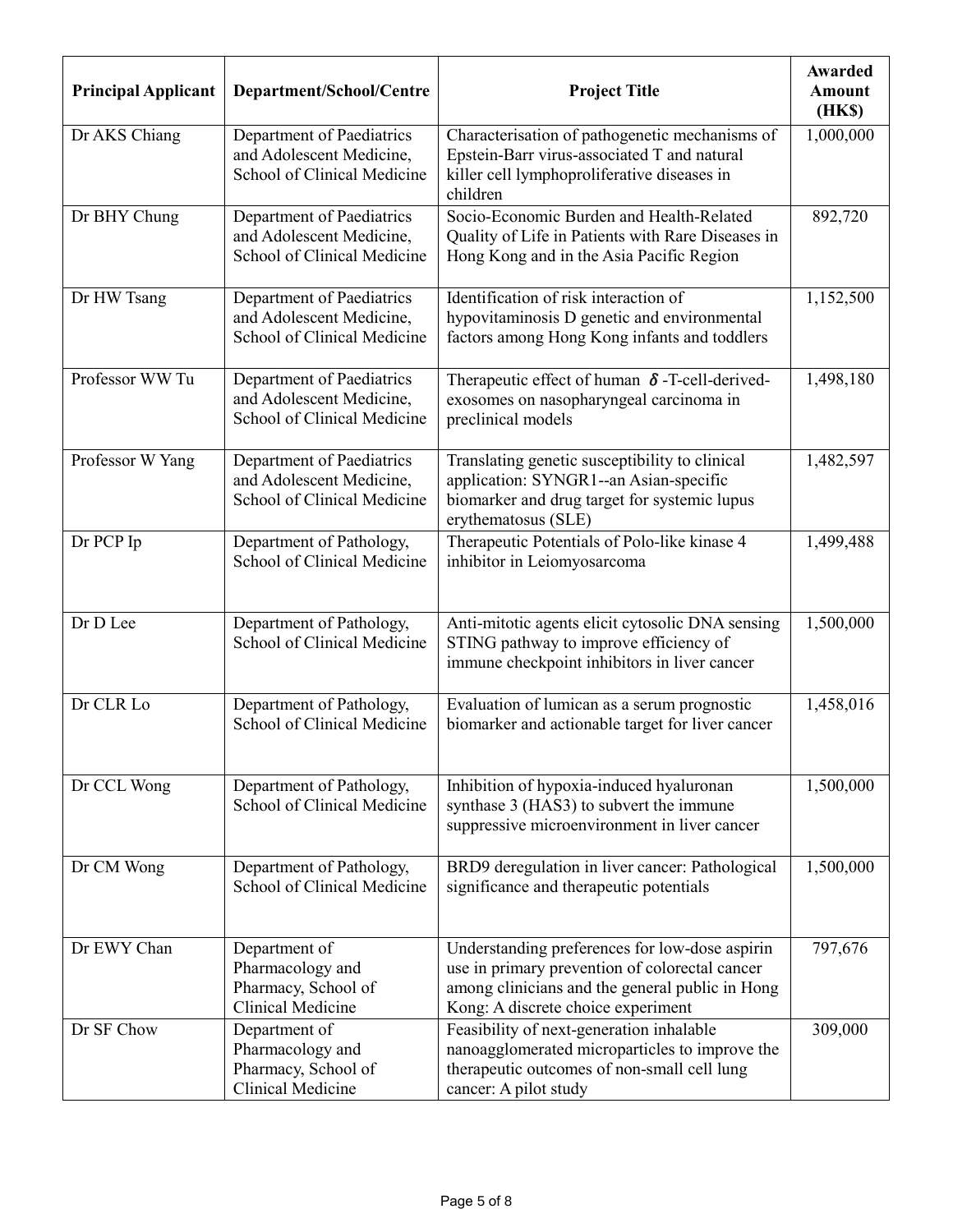| Principal Applicant | Department/School/Centre | Project Title | Awarded Amount (HK$) |
| --- | --- | --- | --- |
| Dr AKS Chiang | Department of Paediatrics and Adolescent Medicine, School of Clinical Medicine | Characterisation of pathogenetic mechanisms of Epstein-Barr virus-associated T and natural killer cell lymphoproliferative diseases in children | 1,000,000 |
| Dr BHY Chung | Department of Paediatrics and Adolescent Medicine, School of Clinical Medicine | Socio-Economic Burden and Health-Related Quality of Life in Patients with Rare Diseases in Hong Kong and in the Asia Pacific Region | 892,720 |
| Dr HW Tsang | Department of Paediatrics and Adolescent Medicine, School of Clinical Medicine | Identification of risk interaction of hypovitaminosis D genetic and environmental factors among Hong Kong infants and toddlers | 1,152,500 |
| Professor WW Tu | Department of Paediatrics and Adolescent Medicine, School of Clinical Medicine | Therapeutic effect of human $\delta$-T-cell-derived-exosomes on nasopharyngeal carcinoma in preclinical models | 1,498,180 |
| Professor W Yang | Department of Paediatrics and Adolescent Medicine, School of Clinical Medicine | Translating genetic susceptibility to clinical application: SYNGR1--an Asian-specific biomarker and drug target for systemic lupus erythematosus (SLE) | 1,482,597 |
| Dr PCP Ip | Department of Pathology, School of Clinical Medicine | Therapeutic Potentials of Polo-like kinase 4 inhibitor in Leiomyosarcoma | 1,499,488 |
| Dr D Lee | Department of Pathology, School of Clinical Medicine | Anti-mitotic agents elicit cytosolic DNA sensing STING pathway to improve efficiency of immune checkpoint inhibitors in liver cancer | 1,500,000 |
| Dr CLR Lo | Department of Pathology, School of Clinical Medicine | Evaluation of lumican as a serum prognostic biomarker and actionable target for liver cancer | 1,458,016 |
| Dr CCL Wong | Department of Pathology, School of Clinical Medicine | Inhibition of hypoxia-induced hyaluronan synthase 3 (HAS3) to subvert the immune suppressive microenvironment in liver cancer | 1,500,000 |
| Dr CM Wong | Department of Pathology, School of Clinical Medicine | BRD9 deregulation in liver cancer: Pathological significance and therapeutic potentials | 1,500,000 |
| Dr EWY Chan | Department of Pharmacology and Pharmacy, School of Clinical Medicine | Understanding preferences for low-dose aspirin use in primary prevention of colorectal cancer among clinicians and the general public in Hong Kong: A discrete choice experiment | 797,676 |
| Dr SF Chow | Department of Pharmacology and Pharmacy, School of Clinical Medicine | Feasibility of next-generation inhalable nanoagglomerated microparticles to improve the therapeutic outcomes of non-small cell lung cancer: A pilot study | 309,000 |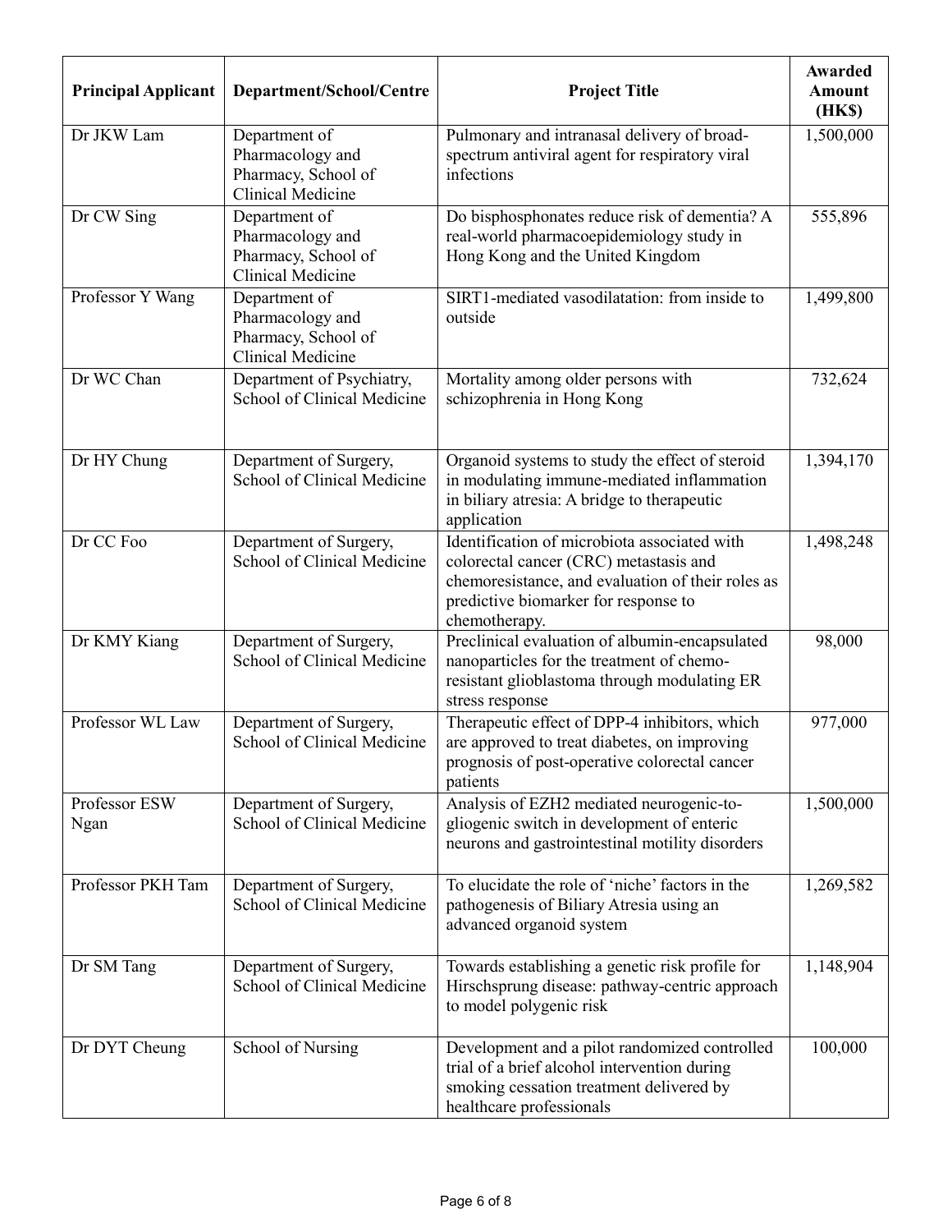| Principal Applicant | Department/School/Centre | Project Title | Awarded Amount (HK$) |
| --- | --- | --- | --- |
| Dr JKW Lam | Department of Pharmacology and Pharmacy, School of Clinical Medicine | Pulmonary and intranasal delivery of broad-spectrum antiviral agent for respiratory viral infections | 1,500,000 |
| Dr CW Sing | Department of Pharmacology and Pharmacy, School of Clinical Medicine | Do bisphosphonates reduce risk of dementia? A real-world pharmacoepidemiology study in Hong Kong and the United Kingdom | 555,896 |
| Professor Y Wang | Department of Pharmacology and Pharmacy, School of Clinical Medicine | SIRT1-mediated vasodilatation: from inside to outside | 1,499,800 |
| Dr WC Chan | Department of Psychiatry, School of Clinical Medicine | Mortality among older persons with schizophrenia in Hong Kong | 732,624 |
| Dr HY Chung | Department of Surgery, School of Clinical Medicine | Organoid systems to study the effect of steroid in modulating immune-mediated inflammation in biliary atresia: A bridge to therapeutic application | 1,394,170 |
| Dr CC Foo | Department of Surgery, School of Clinical Medicine | Identification of microbiota associated with colorectal cancer (CRC) metastasis and chemoresistance, and evaluation of their roles as predictive biomarker for response to chemotherapy. | 1,498,248 |
| Dr KMY Kiang | Department of Surgery, School of Clinical Medicine | Preclinical evaluation of albumin-encapsulated nanoparticles for the treatment of chemo-resistant glioblastoma through modulating ER stress response | 98,000 |
| Professor WL Law | Department of Surgery, School of Clinical Medicine | Therapeutic effect of DPP-4 inhibitors, which are approved to treat diabetes, on improving prognosis of post-operative colorectal cancer patients | 977,000 |
| Professor ESW Ngan | Department of Surgery, School of Clinical Medicine | Analysis of EZH2 mediated neurogenic-to-gliogenic switch in development of enteric neurons and gastrointestinal motility disorders | 1,500,000 |
| Professor PKH Tam | Department of Surgery, School of Clinical Medicine | To elucidate the role of 'niche' factors in the pathogenesis of Biliary Atresia using an advanced organoid system | 1,269,582 |
| Dr SM Tang | Department of Surgery, School of Clinical Medicine | Towards establishing a genetic risk profile for Hirschsprung disease: pathway-centric approach to model polygenic risk | 1,148,904 |
| Dr DYT Cheung | School of Nursing | Development and a pilot randomized controlled trial of a brief alcohol intervention during smoking cessation treatment delivered by healthcare professionals | 100,000 |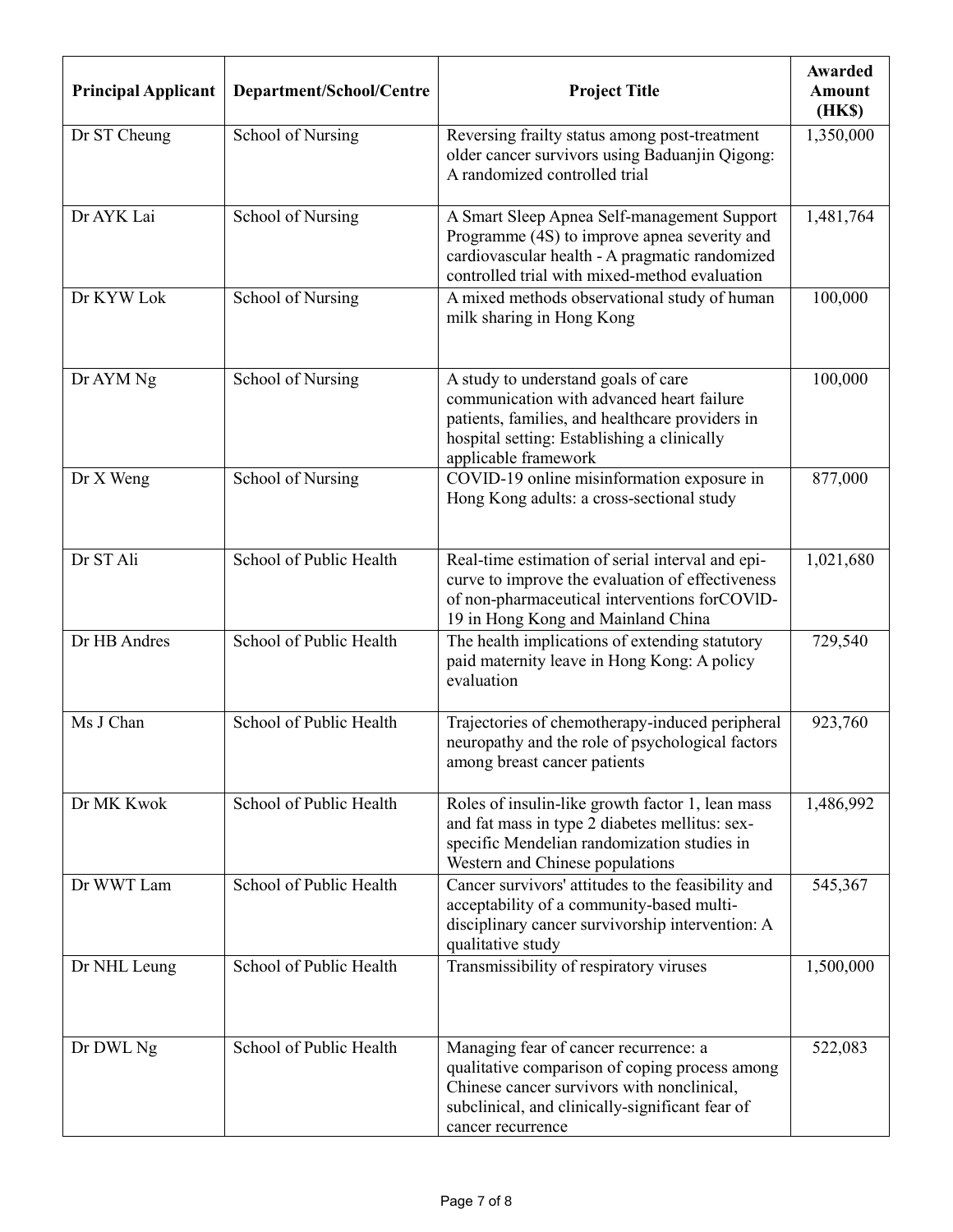| Principal Applicant | Department/School/Centre | Project Title | Awarded Amount (HK$) |
| --- | --- | --- | --- |
| Dr ST Cheung | School of Nursing | Reversing frailty status among post-treatment older cancer survivors using Baduanjin Qigong: A randomized controlled trial | 1,350,000 |
| Dr AYK Lai | School of Nursing | A Smart Sleep Apnea Self-management Support Programme (4S) to improve apnea severity and cardiovascular health - A pragmatic randomized controlled trial with mixed-method evaluation | 1,481,764 |
| Dr KYW Lok | School of Nursing | A mixed methods observational study of human milk sharing in Hong Kong | 100,000 |
| Dr AYM Ng | School of Nursing | A study to understand goals of care communication with advanced heart failure patients, families, and healthcare providers in hospital setting: Establishing a clinically applicable framework | 100,000 |
| Dr X Weng | School of Nursing | COVID-19 online misinformation exposure in Hong Kong adults: a cross-sectional study | 877,000 |
| Dr ST Ali | School of Public Health | Real-time estimation of serial interval and epi-curve to improve the evaluation of effectiveness of non-pharmaceutical interventions forCOVlD-19 in Hong Kong and Mainland China | 1,021,680 |
| Dr HB Andres | School of Public Health | The health implications of extending statutory paid maternity leave in Hong Kong: A policy evaluation | 729,540 |
| Ms J Chan | School of Public Health | Trajectories of chemotherapy-induced peripheral neuropathy and the role of psychological factors among breast cancer patients | 923,760 |
| Dr MK Kwok | School of Public Health | Roles of insulin-like growth factor 1, lean mass and fat mass in type 2 diabetes mellitus: sex-specific Mendelian randomization studies in Western and Chinese populations | 1,486,992 |
| Dr WWT Lam | School of Public Health | Cancer survivors' attitudes to the feasibility and acceptability of a community-based multi-disciplinary cancer survivorship intervention: A qualitative study | 545,367 |
| Dr NHL Leung | School of Public Health | Transmissibility of respiratory viruses | 1,500,000 |
| Dr DWL Ng | School of Public Health | Managing fear of cancer recurrence: a qualitative comparison of coping process among Chinese cancer survivors with nonclinical, subclinical, and clinically-significant fear of cancer recurrence | 522,083 |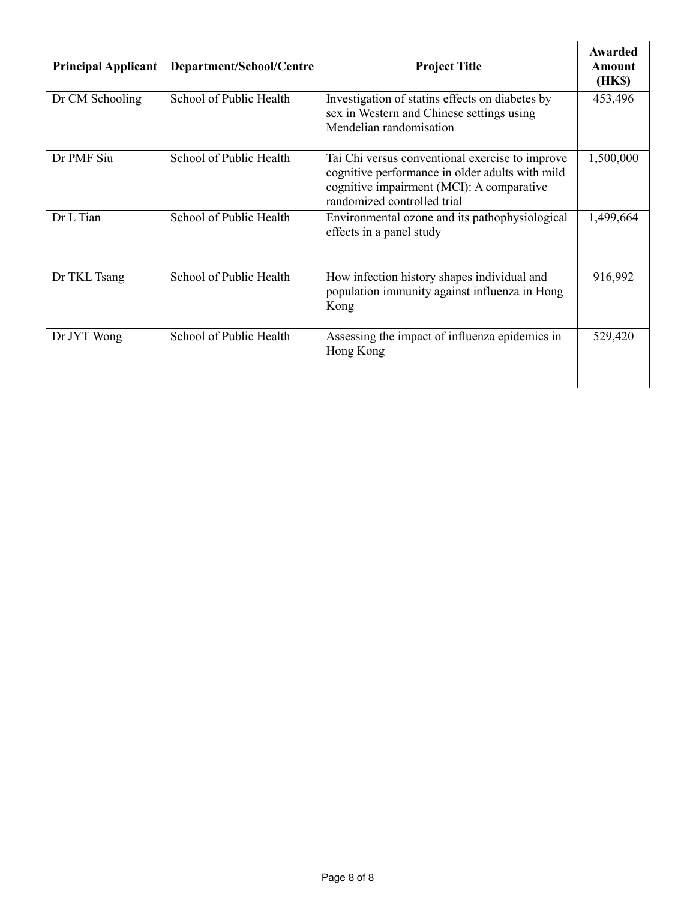| Principal Applicant | Department/School/Centre | Project Title | Awarded Amount (HK$) |
|---|---|---|---|
| Dr CM Schooling | School of Public Health | Investigation of statins effects on diabetes by sex in Western and Chinese settings using Mendelian randomisation | 453,496 |
| Dr PMF Siu | School of Public Health | Tai Chi versus conventional exercise to improve cognitive performance in older adults with mild cognitive impairment (MCI): A comparative randomized controlled trial | 1,500,000 |
| Dr L Tian | School of Public Health | Environmental ozone and its pathophysiological effects in a panel study | 1,499,664 |
| Dr TKL Tsang | School of Public Health | How infection history shapes individual and population immunity against influenza in Hong Kong | 916,992 |
| Dr JYT Wong | School of Public Health | Assessing the impact of influenza epidemics in Hong Kong | 529,420 |